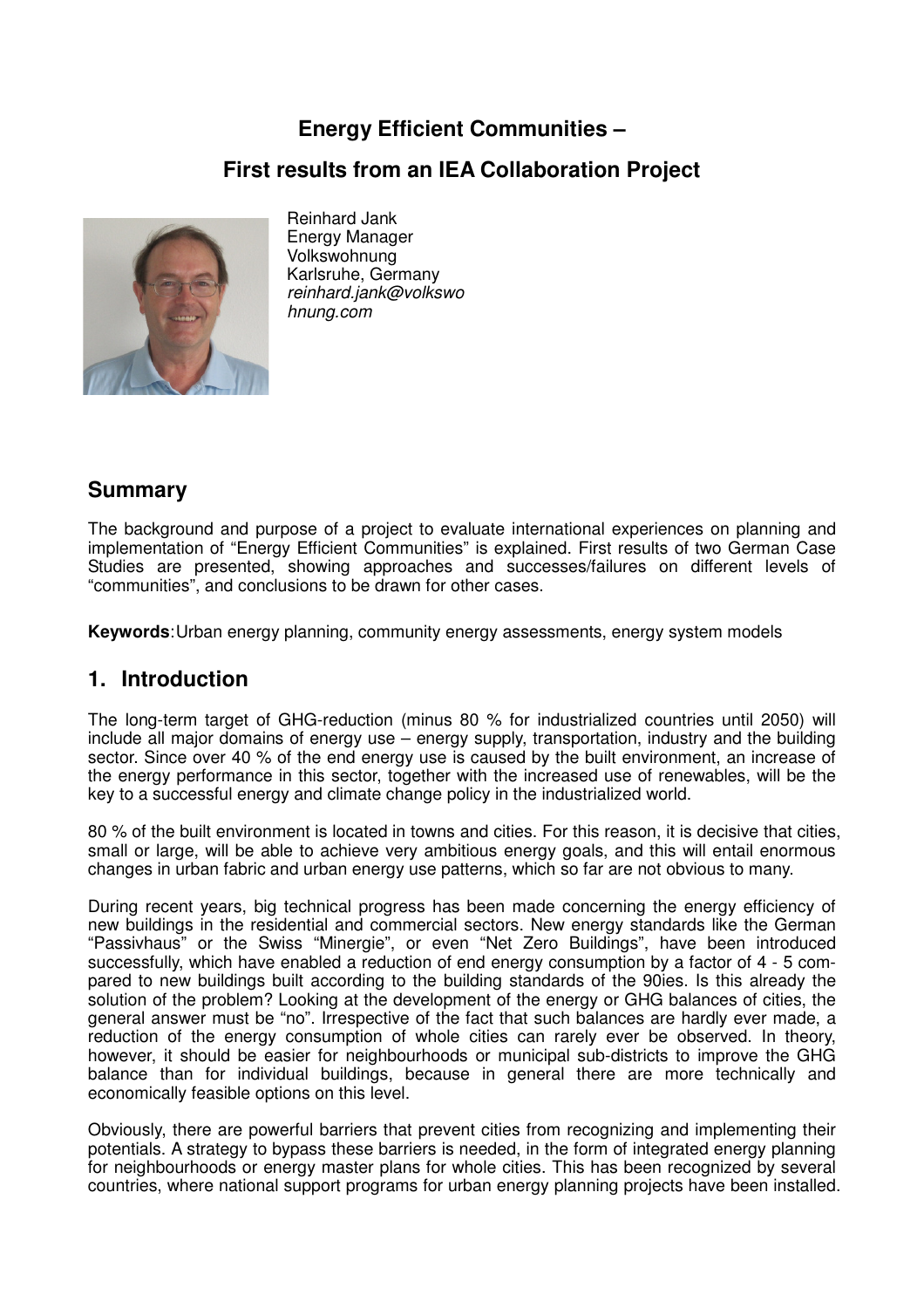# Energy Efficient Communities –

# First results from an IEA Collaboration Project

Reinhard Jank
Energy Manager
Volkswohnung
Karlsruhe, Germany
*reinhard.jank@volkswohnung.com*

## Summary

The background and purpose of a project to evaluate international experiences on planning and implementation of "Energy Efficient Communities" is explained. First results of two German Case Studies are presented, showing approaches and successes/failures on different levels of "communities", and conclusions to be drawn for other cases.

**Keywords**: Urban energy planning, community energy assessments, energy system models

## 1. Introduction

The long-term target of GHG-reduction (minus 80 % for industrialized countries until 2050) will include all major domains of energy use – energy supply, transportation, industry and the building sector. Since over 40 % of the end energy use is caused by the built environment, an increase of the energy performance in this sector, together with the increased use of renewables, will be the key to a successful energy and climate change policy in the industrialized world.

80 % of the built environment is located in towns and cities. For this reason, it is decisive that cities, small or large, will be able to achieve very ambitious energy goals, and this will entail enormous changes in urban fabric and urban energy use patterns, which so far are not obvious to many.

During recent years, big technical progress has been made concerning the energy efficiency of new buildings in the residential and commercial sectors. New energy standards like the German "Passivhaus" or the Swiss "Minergie", or even "Net Zero Buildings", have been introduced successfully, which have enabled a reduction of end energy consumption by a factor of 4 - 5 compared to new buildings built according to the building standards of the 90ies. Is this already the solution of the problem? Looking at the development of the energy or GHG balances of cities, the general answer must be "no". Irrespective of the fact that such balances are hardly ever made, a reduction of the energy consumption of whole cities can rarely ever be observed. In theory, however, it should be easier for neighbourhoods or municipal sub-districts to improve the GHG balance than for individual buildings, because in general there are more technically and economically feasible options on this level.

Obviously, there are powerful barriers that prevent cities from recognizing and implementing their potentials. A strategy to bypass these barriers is needed, in the form of integrated energy planning for neighbourhoods or energy master plans for whole cities. This has been recognized by several countries, where national support programs for urban energy planning projects have been installed.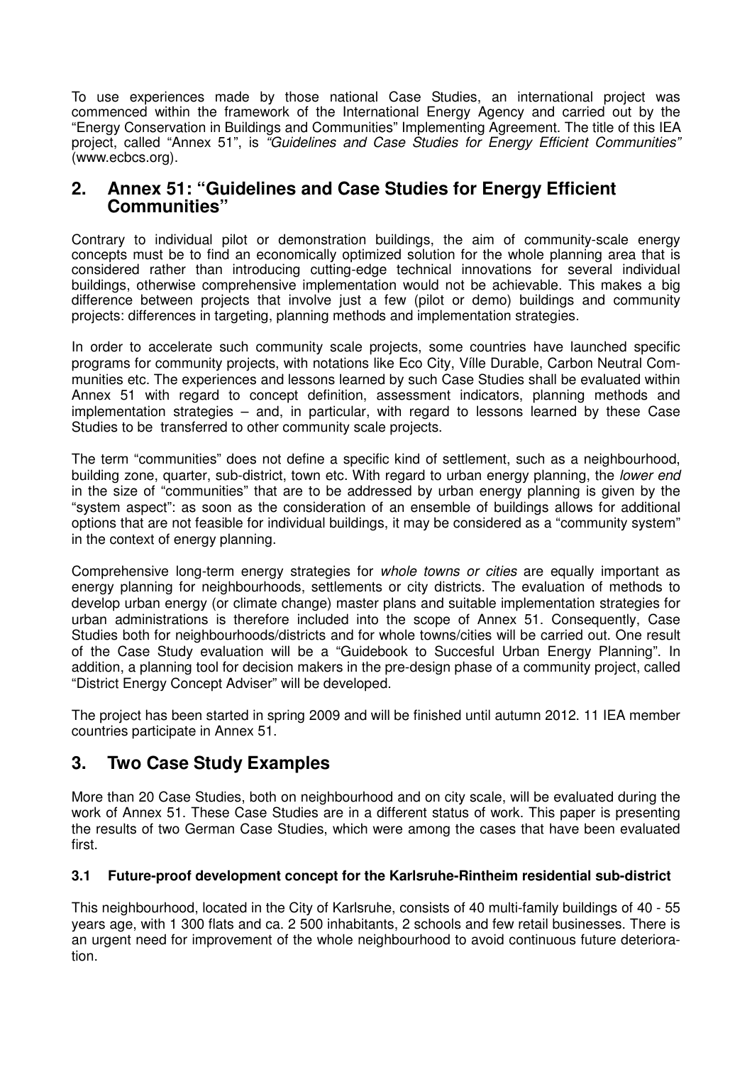To use experiences made by those national Case Studies, an international project was commenced within the framework of the International Energy Agency and carried out by the "Energy Conservation in Buildings and Communities" Implementing Agreement. The title of this IEA project, called "Annex 51", is *"Guidelines and Case Studies for Energy Efficient Communities"* (www.ecbcs.org).

## 2. Annex 51: "Guidelines and Case Studies for Energy Efficient Communities"

Contrary to individual pilot or demonstration buildings, the aim of community-scale energy concepts must be to find an economically optimized solution for the whole planning area that is considered rather than introducing cutting-edge technical innovations for several individual buildings, otherwise comprehensive implementation would not be achievable. This makes a big difference between projects that involve just a few (pilot or demo) buildings and community projects: differences in targeting, planning methods and implementation strategies.

In order to accelerate such community scale projects, some countries have launched specific programs for community projects, with notations like Eco City, Víllе Durable, Carbon Neutral Communities etc. The experiences and lessons learned by such Case Studies shall be evaluated within Annex 51 with regard to concept definition, assessment indicators, planning methods and implementation strategies – and, in particular, with regard to lessons learned by these Case Studies to be transferred to other community scale projects.

The term "communities" does not define a specific kind of settlement, such as a neighbourhood, building zone, quarter, sub-district, town etc. With regard to urban energy planning, the *lower end* in the size of "communities" that are to be addressed by urban energy planning is given by the "system aspect": as soon as the consideration of an ensemble of buildings allows for additional options that are not feasible for individual buildings, it may be considered as a "community system" in the context of energy planning.

Comprehensive long-term energy strategies for *whole towns or cities* are equally important as energy planning for neighbourhoods, settlements or city districts. The evaluation of methods to develop urban energy (or climate change) master plans and suitable implementation strategies for urban administrations is therefore included into the scope of Annex 51. Consequently, Case Studies both for neighbourhoods/districts and for whole towns/cities will be carried out. One result of the Case Study evaluation will be a "Guidebook to Succesful Urban Energy Planning". In addition, a planning tool for decision makers in the pre-design phase of a community project, called "District Energy Concept Adviser" will be developed.

The project has been started in spring 2009 and will be finished until autumn 2012. 11 IEA member countries participate in Annex 51.

## 3. Two Case Study Examples

More than 20 Case Studies, both on neighbourhood and on city scale, will be evaluated during the work of Annex 51. These Case Studies are in a different status of work. This paper is presenting the results of two German Case Studies, which were among the cases that have been evaluated first.

### 3.1 Future-proof development concept for the Karlsruhe-Rintheim residential sub-district

This neighbourhood, located in the City of Karlsruhe, consists of 40 multi-family buildings of 40 - 55 years age, with 1 300 flats and ca. 2 500 inhabitants, 2 schools and few retail businesses. There is an urgent need for improvement of the whole neighbourhood to avoid continuous future deterioration.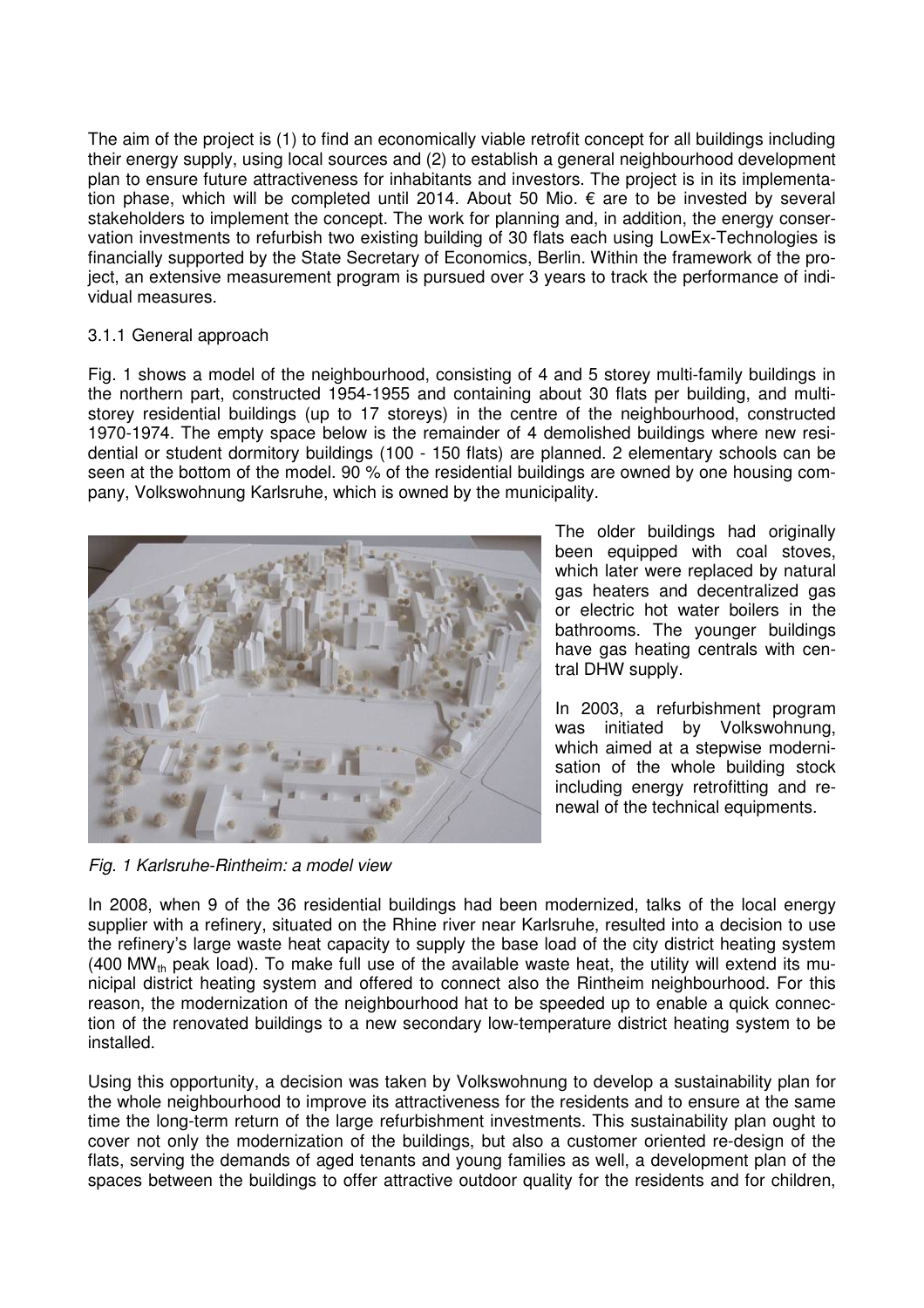The aim of the project is (1) to find an economically viable retrofit concept for all buildings including their energy supply, using local sources and (2) to establish a general neighbourhood development plan to ensure future attractiveness for inhabitants and investors. The project is in its implementation phase, which will be completed until 2014. About 50 Mio. € are to be invested by several stakeholders to implement the concept. The work for planning and, in addition, the energy conservation investments to refurbish two existing building of 30 flats each using LowEx-Technologies is financially supported by the State Secretary of Economics, Berlin. Within the framework of the project, an extensive measurement program is pursued over 3 years to track the performance of individual measures.

### 3.1.1 General approach

Fig. 1 shows a model of the neighbourhood, consisting of 4 and 5 storey multi-family buildings in the northern part, constructed 1954-1955 and containing about 30 flats per building, and multi-storey residential buildings (up to 17 storeys) in the centre of the neighbourhood, constructed 1970-1974. The empty space below is the remainder of 4 demolished buildings where new residential or student dormitory buildings (100 - 150 flats) are planned. 2 elementary schools can be seen at the bottom of the model. 90 % of the residential buildings are owned by one housing company, Volkswohnung Karlsruhe, which is owned by the municipality.

*Fig. 1 Karlsruhe-Rintheim: a model view*

The older buildings had originally been equipped with coal stoves, which later were replaced by natural gas heaters and decentralized gas or electric hot water boilers in the bathrooms. The younger buildings have gas heating centrals with central DHW supply.

In 2003, a refurbishment program was initiated by Volkswohnung, which aimed at a stepwise modernisation of the whole building stock including energy retrofitting and renewal of the technical equipments.

In 2008, when 9 of the 36 residential buildings had been modernized, talks of the local energy supplier with a refinery, situated on the Rhine river near Karlsruhe, resulted into a decision to use the refinery's large waste heat capacity to supply the base load of the city district heating system (400 $MW_{th}$ peak load). To make full use of the available waste heat, the utility will extend its municipal district heating system and offered to connect also the Rintheim neighbourhood. For this reason, the modernization of the neighbourhood hat to be speeded up to enable a quick connection of the renovated buildings to a new secondary low-temperature district heating system to be installed.

Using this opportunity, a decision was taken by Volkswohnung to develop a sustainability plan for the whole neighbourhood to improve its attractiveness for the residents and to ensure at the same time the long-term return of the large refurbishment investments. This sustainability plan ought to cover not only the modernization of the buildings, but also a customer oriented re-design of the flats, serving the demands of aged tenants and young families as well, a development plan of the spaces between the buildings to offer attractive outdoor quality for the residents and for children,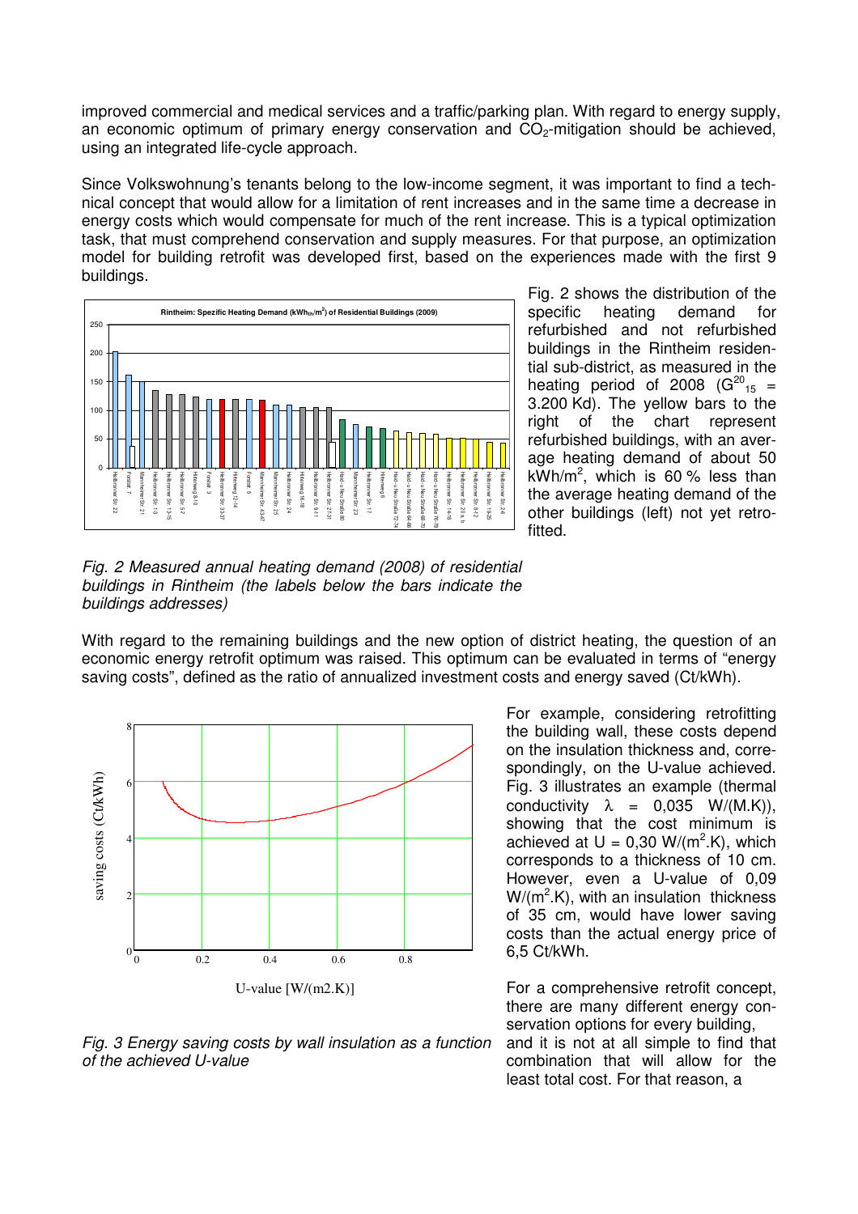improved commercial and medical services and a traffic/parking plan. With regard to energy supply, an economic optimum of primary energy conservation and $CO_2$-mitigation should be achieved, using an integrated life-cycle approach.

Since Volkswohnung's tenants belong to the low-income segment, it was important to find a technical concept that would allow for a limitation of rent increases and in the same time a decrease in energy costs which would compensate for much of the rent increase. This is a typical optimization task, that must comprehend conservation and supply measures. For that purpose, an optimization model for building retrofit was developed first, based on the experiences made with the first 9 buildings.

Fig. 2 shows the distribution of the specific heating demand for refurbished and not refurbished buildings in the Rintheim residential sub-district, as measured in the heating period of 2008 ($G^{20}_{15}$ = 3.200 Kd). The yellow bars to the right of the chart represent refurbished buildings, with an average heating demand of about 50 kWh/m², which is 60 % less than the average heating demand of the other buildings (left) not yet retrofitted.

*Fig. 2 Measured annual heating demand (2008) of residential buildings in Rintheim (the labels below the bars indicate the buildings addresses)*

With regard to the remaining buildings and the new option of district heating, the question of an economic energy retrofit optimum was raised. This optimum can be evaluated in terms of "energy saving costs", defined as the ratio of annualized investment costs and energy saved (Ct/kWh).

For example, considering retrofitting the building wall, these costs depend on the insulation thickness and, correspondingly, on the U-value achieved. Fig. 3 illustrates an example (thermal conductivity $\lambda$ = 0,035 W/(M.K)), showing that the cost minimum is achieved at U = 0,30 W/(m².K), which corresponds to a thickness of 10 cm. However, even a U-value of 0,09 W/(m².K), with an insulation thickness of 35 cm, would have lower saving costs than the actual energy price of 6,5 Ct/kWh.

*Fig. 3 Energy saving costs by wall insulation as a function of the achieved U-value*

For a comprehensive retrofit concept, there are many different energy conservation options for every building, and it is not at all simple to find that combination that will allow for the least total cost. For that reason, a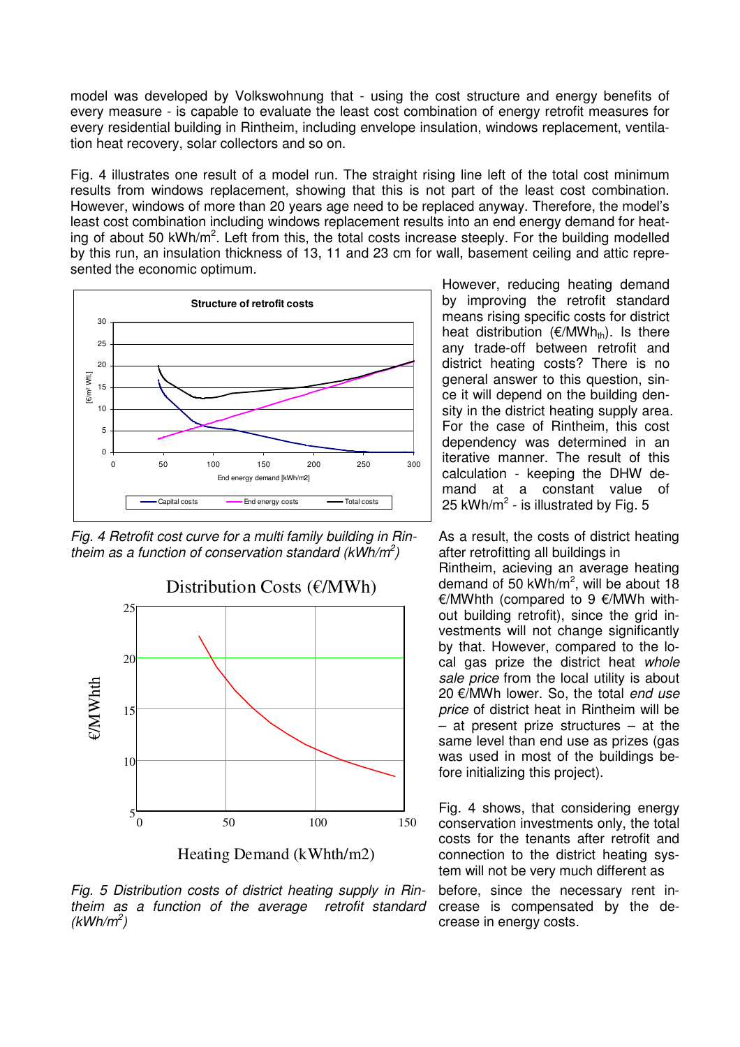model was developed by Volkswohnung that - using the cost structure and energy benefits of every measure - is capable to evaluate the least cost combination of energy retrofit measures for every residential building in Rintheim, including envelope insulation, windows replacement, ventilation heat recovery, solar collectors and so on.

Fig. 4 illustrates one result of a model run. The straight rising line left of the total cost minimum results from windows replacement, showing that this is not part of the least cost combination. However, windows of more than 20 years age need to be replaced anyway. Therefore, the model's least cost combination including windows replacement results into an end energy demand for heating of about 50 kWh/m$^2$. Left from this, the total costs increase steeply. For the building modelled by this run, an insulation thickness of 13, 11 and 23 cm for wall, basement ceiling and attic represented the economic optimum.

*Fig. 4 Retrofit cost curve for a multi family building in Rintheim as a function of conservation standard (kWh/m$^2$)*

*Fig. 5 Distribution costs of district heating supply in Rintheim as a function of the average retrofit standard (kWh/m$^2$)*

However, reducing heating demand by improving the retrofit standard means rising specific costs for district heat distribution (€/MWh$_{th}$). Is there any trade-off between retrofit and district heating costs? There is no general answer to this question, since it will depend on the building density in the district heating supply area. For the case of Rintheim, this cost dependency was determined in an iterative manner. The result of this calculation - keeping the DHW demand at a constant value of 25 kWh/m$^2$ - is illustrated by Fig. 5

As a result, the costs of district heating after retrofitting all buildings in Rintheim, acieving an average heating demand of 50 kWh/m$^2$, will be about 18 €/MWhth (compared to 9 €/MWh without building retrofit), since the grid investments will not change significantly by that. However, compared to the local gas prize the district heat *whole sale price* from the local utility is about 20 €/MWh lower. So, the total *end use price* of district heat in Rintheim will be – at present prize structures – at the same level than end use as prizes (gas was used in most of the buildings before initializing this project).

Fig. 4 shows, that considering energy conservation investments only, the total costs for the tenants after retrofit and connection to the district heating system will not be very much different as before, since the necessary rent increase is compensated by the decrease in energy costs.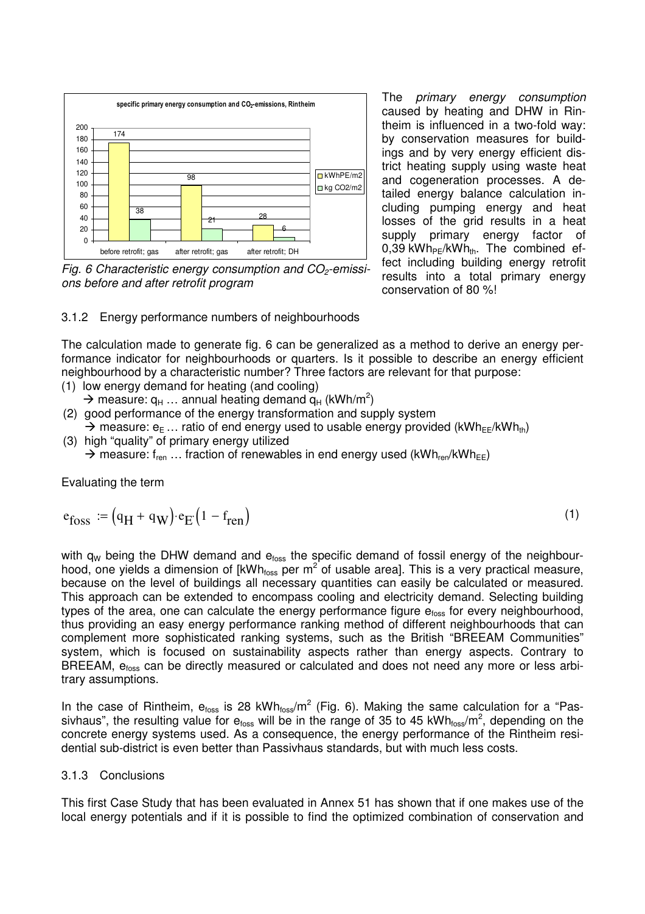The *primary energy consumption* caused by heating and DHW in Rintheim is influenced in a two-fold way: by conservation measures for buildings and by very energy efficient district heating supply using waste heat and cogeneration processes. A detailed energy balance calculation including pumping energy and heat losses of the grid results in a heat supply primary energy factor of 0,39 $kWh_{PE}/kWh_{th}$. The combined effect including building energy retrofit results into a total primary energy conservation of 80 %!

*Fig. 6 Characteristic energy consumption and $CO_2$-emissions before and after retrofit program*

### 3.1.2 Energy performance numbers of neighbourhoods

The calculation made to generate fig. 6 can be generalized as a method to derive an energy performance indicator for neighbourhoods or quarters. Is it possible to describe an energy efficient neighbourhood by a characteristic number? Three factors are relevant for that purpose:

(1) low energy demand for heating (and cooling)
→ measure: $q_H$ … annual heating demand $q_H$ ($kWh/m^2$)

(2) good performance of the energy transformation and supply system
→ measure: $e_E$ … ratio of end energy used to usable energy provided ($kWh_{EE}/kWh_{th}$)

(3) high "quality" of primary energy utilized
→ measure: $f_{ren}$ … fraction of renewables in end energy used ($kWh_{ren}/kWh_{EE}$)

Evaluating the term

$$e_{foss} := \left(q_H + q_W\right) \cdot e_E \cdot \left(1 - f_{ren}\right) \tag{1}$$

with $q_W$ being the DHW demand and $e_{foss}$ the specific demand of fossil energy of the neighbourhood, one yields a dimension of [$kWh_{foss}$ per $m^2$ of usable area]. This is a very practical measure, because on the level of buildings all necessary quantities can easily be calculated or measured. This approach can be extended to encompass cooling and electricity demand. Selecting building types of the area, one can calculate the energy performance figure $e_{foss}$ for every neighbourhood, thus providing an easy energy performance ranking method of different neighbourhoods that can complement more sophisticated ranking systems, such as the British "BREEAM Communities" system, which is focused on sustainability aspects rather than energy aspects. Contrary to BREEAM, $e_{foss}$ can be directly measured or calculated and does not need any more or less arbitrary assumptions.

In the case of Rintheim, $e_{foss}$ is 28 $kWh_{foss}/m^2$ (Fig. 6). Making the same calculation for a "Passivhaus", the resulting value for $e_{foss}$ will be in the range of 35 to 45 $kWh_{foss}/m^2$, depending on the concrete energy systems used. As a consequence, the energy performance of the Rintheim residential sub-district is even better than Passivhaus standards, but with much less costs.

### 3.1.3 Conclusions

This first Case Study that has been evaluated in Annex 51 has shown that if one makes use of the local energy potentials and if it is possible to find the optimized combination of conservation and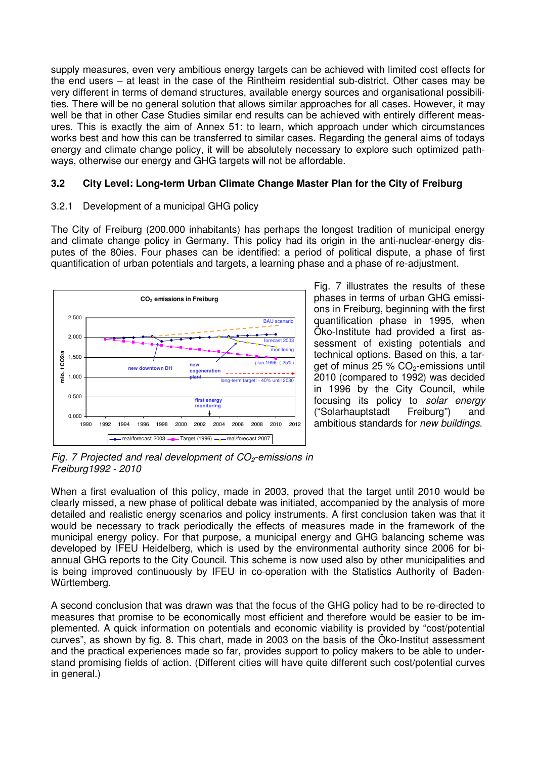supply measures, even very ambitious energy targets can be achieved with limited cost effects for the end users – at least in the case of the Rintheim residential sub-district. Other cases may be very different in terms of demand structures, available energy sources and organisational possibilities. There will be no general solution that allows similar approaches for all cases. However, it may well be that in other Case Studies similar end results can be achieved with entirely different measures. This is exactly the aim of Annex 51: to learn, which approach under which circumstances works best and how this can be transferred to similar cases. Regarding the general aims of todays energy and climate change policy, it will be absolutely necessary to explore such optimized pathways, otherwise our energy and GHG targets will not be affordable.

### 3.2 City Level: Long-term Urban Climate Change Master Plan for the City of Freiburg

#### 3.2.1 Development of a municipal GHG policy

The City of Freiburg (200.000 inhabitants) has perhaps the longest tradition of municipal energy and climate change policy in Germany. This policy had its origin in the anti-nuclear-energy disputes of the 80ies. Four phases can be identified: a period of political dispute, a phase of first quantification of urban potentials and targets, a learning phase and a phase of re-adjustment.

*Fig. 7 Projected and real development of $CO_2$-emissions in Freiburg1992 - 2010*

Fig. 7 illustrates the results of these phases in terms of urban GHG emissions in Freiburg, beginning with the first quantification phase in 1995, when Öko-Institute had provided a first assessment of existing potentials and technical options. Based on this, a target of minus 25 % $CO_2$-emissions until 2010 (compared to 1992) was decided in 1996 by the City Council, while focusing its policy to *solar energy* ("Solarhauptstadt Freiburg") and ambitious standards for *new buildings*.

When a first evaluation of this policy, made in 2003, proved that the target until 2010 would be clearly missed, a new phase of political debate was initiated, accompanied by the analysis of more detailed and realistic energy scenarios and policy instruments. A first conclusion taken was that it would be necessary to track periodically the effects of measures made in the framework of the municipal energy policy. For that purpose, a municipal energy and GHG balancing scheme was developed by IFEU Heidelberg, which is used by the environmental authority since 2006 for bi-annual GHG reports to the City Council. This scheme is now used also by other municipalities and is being improved continuously by IFEU in co-operation with the Statistics Authority of Baden-Württemberg.

A second conclusion that was drawn was that the focus of the GHG policy had to be re-directed to measures that promise to be economically most efficient and therefore would be easier to be implemented. A quick information on potentials and economic viability is provided by "cost/potential curves", as shown by fig. 8. This chart, made in 2003 on the basis of the Öko-Institut assessment and the practical experiences made so far, provides support to policy makers to be able to understand promising fields of action. (Different cities will have quite different such cost/potential curves in general.)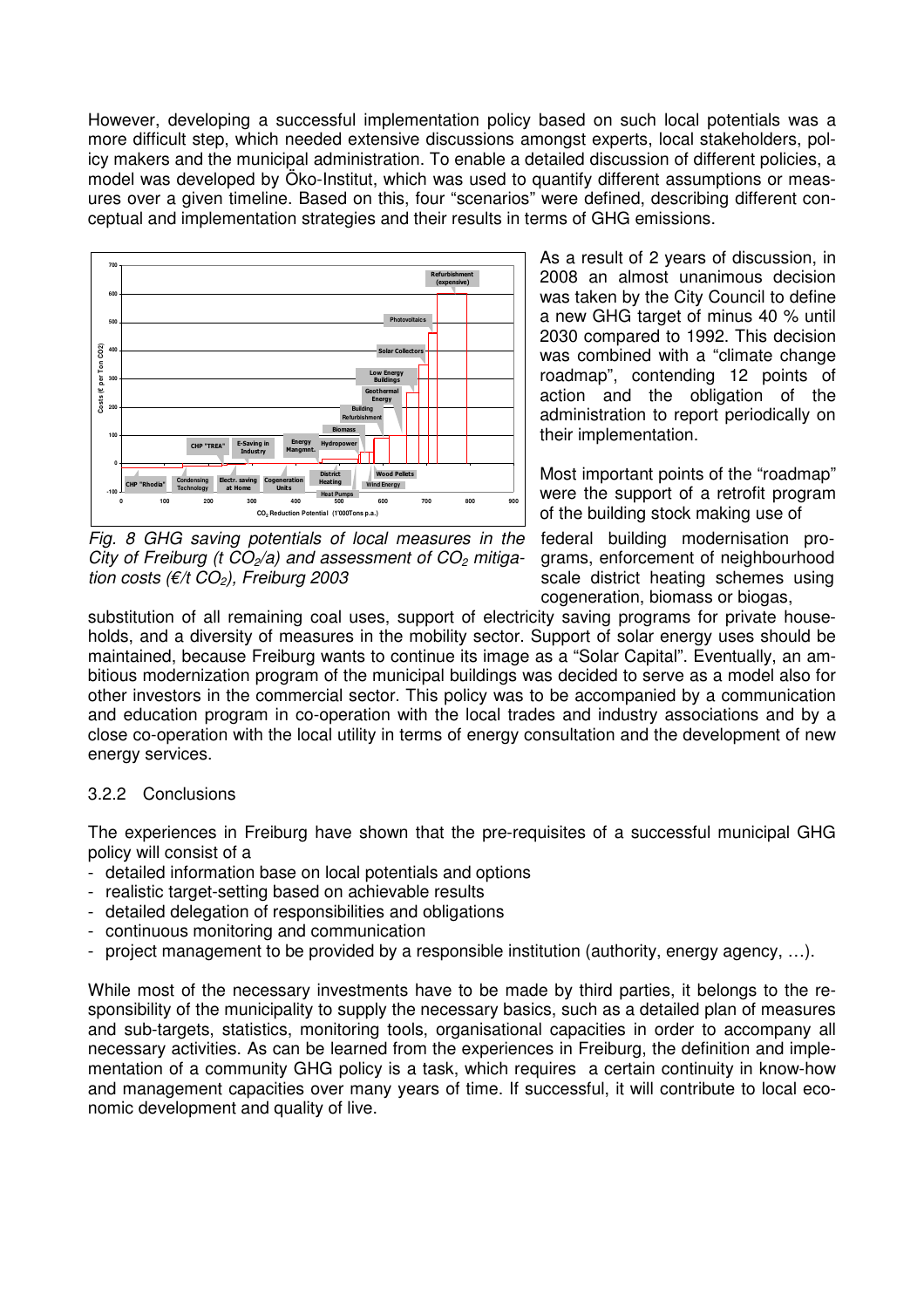However, developing a successful implementation policy based on such local potentials was a more difficult step, which needed extensive discussions amongst experts, local stakeholders, policy makers and the municipal administration. To enable a detailed discussion of different policies, a model was developed by Öko-Institut, which was used to quantify different assumptions or measures over a given timeline. Based on this, four "scenarios" were defined, describing different conceptual and implementation strategies and their results in terms of GHG emissions.

700
600
500
400
300
200
100
0
-100

Costs (€ per Ton CO2)

0 100 200 300 400 500 600 700 800 900

$CO_2$ Reduction Potential (1'000Tons p.a.)

CHP "Rhodia"
Condensing Technology
CHP "TREA"
Electr. saving at Home
E-Saving in Industry
Cogeneration Units
Energy Mangmnt.
District Heating
Heat Pumps
Hydropower
Biomass
Wood Pellets
Wind Energy
Building Refurbishment
Geothermal Energy
Low Energy Buildings
Solar Collectors
Photovoltaics
Refurbishment (expensive)

*Fig. 8 GHG saving potentials of local measures in the City of Freiburg (t $CO_2$/a) and assessment of $CO_2$ mitigation costs (€/t $CO_2$), Freiburg 2003*

As a result of 2 years of discussion, in 2008 an almost unanimous decision was taken by the City Council to define a new GHG target of minus 40 % until 2030 compared to 1992. This decision was combined with a "climate change roadmap", contending 12 points of action and the obligation of the administration to report periodically on their implementation.

Most important points of the "roadmap" were the support of a retrofit program of the building stock making use of federal building modernisation programs, enforcement of neighbourhood scale district heating schemes using cogeneration, biomass or biogas, substitution of all remaining coal uses, support of electricity saving programs for private households, and a diversity of measures in the mobility sector. Support of solar energy uses should be maintained, because Freiburg wants to continue its image as a "Solar Capital". Eventually, an ambitious modernization program of the municipal buildings was decided to serve as a model also for other investors in the commercial sector. This policy was to be accompanied by a communication and education program in co-operation with the local trades and industry associations and by a close co-operation with the local utility in terms of energy consultation and the development of new energy services.

### 3.2.2 Conclusions

The experiences in Freiburg have shown that the pre-requisites of a successful municipal GHG policy will consist of a

- detailed information base on local potentials and options
- realistic target-setting based on achievable results
- detailed delegation of responsibilities and obligations
- continuous monitoring and communication
- project management to be provided by a responsible institution (authority, energy agency, …).

While most of the necessary investments have to be made by third parties, it belongs to the responsibility of the municipality to supply the necessary basics, such as a detailed plan of measures and sub-targets, statistics, monitoring tools, organisational capacities in order to accompany all necessary activities. As can be learned from the experiences in Freiburg, the definition and implementation of a community GHG policy is a task, which requires a certain continuity in know-how and management capacities over many years of time. If successful, it will contribute to local economic development and quality of live.